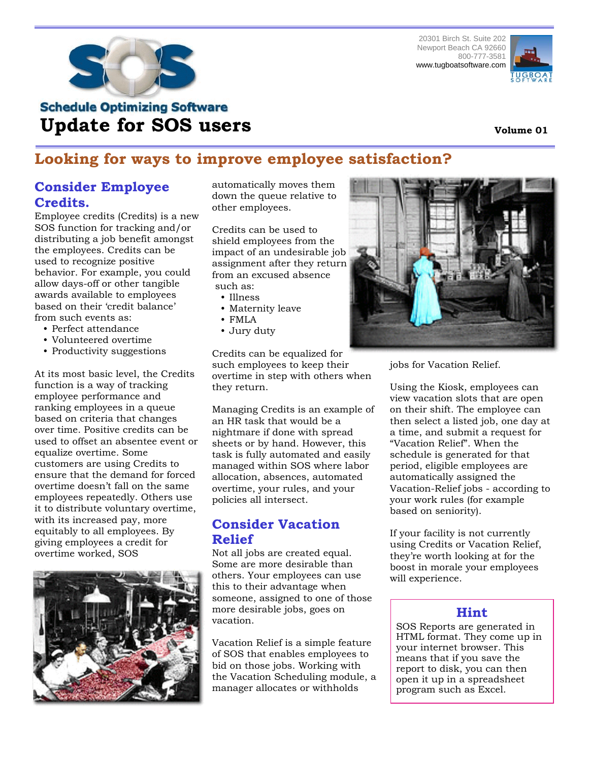20301 Birch St. Suite 202
Newport Beach CA 92660
800-777-3581
www.tugboatsoftware.com

Schedule Optimizing Software

# Update for SOS users

**Volume 01**

## Looking for ways to improve employee satisfaction?

### Consider Employee Credits.

Employee credits (Credits) is a new SOS function for tracking and/or distributing a job benefit amongst the employees. Credits can be used to recognize positive behavior. For example, you could allow days-off or other tangible awards available to employees based on their 'credit balance' from such events as:

- Perfect attendance
- Volunteered overtime
- Productivity suggestions

At its most basic level, the Credits function is a way of tracking employee performance and ranking employees in a queue based on criteria that changes over time. Positive credits can be used to offset an absentee event or equalize overtime. Some customers are using Credits to ensure that the demand for forced overtime doesn't fall on the same employees repeatedly. Others use it to distribute voluntary overtime, with its increased pay, more equitably to all employees. By giving employees a credit for overtime worked, SOS automatically moves them down the queue relative to other employees.

Credits can be used to shield employees from the impact of an undesirable job assignment after they return from an excused absence such as:

- Illness
- Maternity leave
- FMLA
- Jury duty

Credits can be equalized for such employees to keep their overtime in step with others when they return.

Managing Credits is an example of an HR task that would be a nightmare if done with spread sheets or by hand. However, this task is fully automated and easily managed within SOS where labor allocation, absences, automated overtime, your rules, and your policies all intersect.

### Consider Vacation Relief

Not all jobs are created equal. Some are more desirable than others. Your employees can use this to their advantage when someone, assigned to one of those more desirable jobs, goes on vacation.

Vacation Relief is a simple feature of SOS that enables employees to bid on those jobs. Working with the Vacation Scheduling module, a manager allocates or withholds jobs for Vacation Relief.

Using the Kiosk, employees can view vacation slots that are open on their shift. The employee can then select a listed job, one day at a time, and submit a request for "Vacation Relief". When the schedule is generated for that period, eligible employees are automatically assigned the Vacation-Relief jobs - according to your work rules (for example based on seniority).

If your facility is not currently using Credits or Vacation Relief, they're worth looking at for the boost in morale your employees will experience.

### Hint

SOS Reports are generated in HTML format. They come up in your internet browser. This means that if you save the report to disk, you can then open it up in a spreadsheet program such as Excel.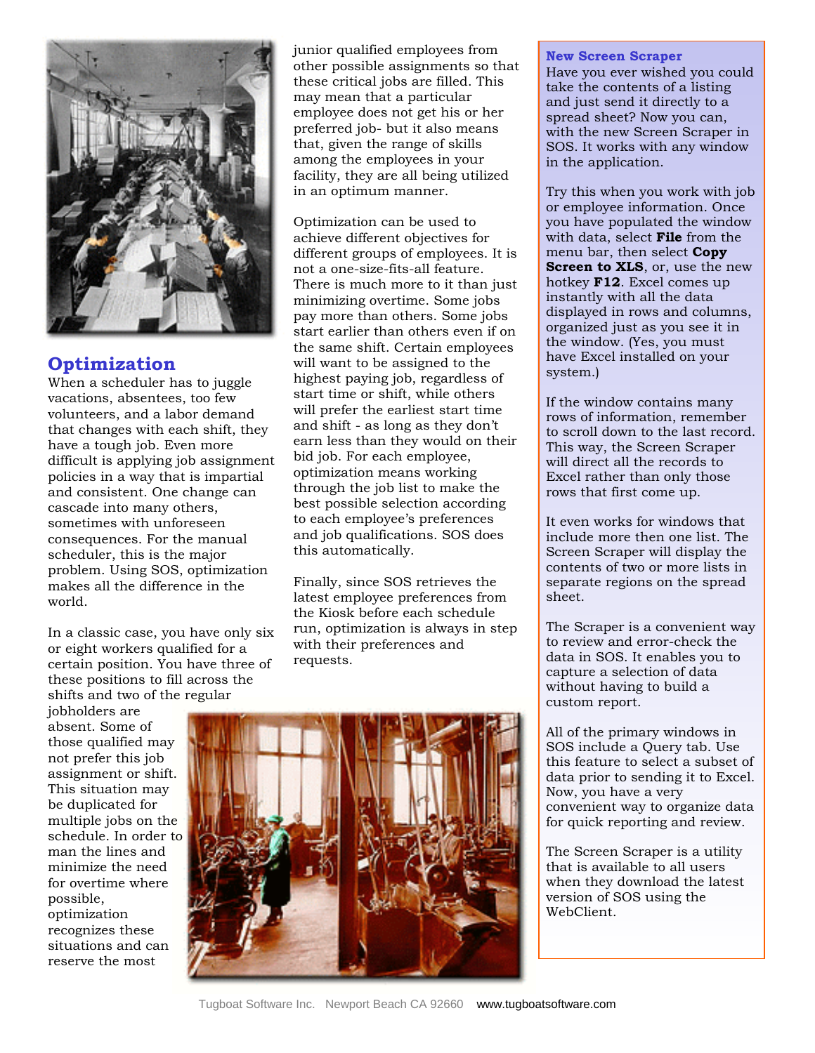## Optimization

When a scheduler has to juggle vacations, absentees, too few volunteers, and a labor demand that changes with each shift, they have a tough job. Even more difficult is applying job assignment policies in a way that is impartial and consistent. One change can cascade into many others, sometimes with unforeseen consequences. For the manual scheduler, this is the major problem. Using SOS, optimization makes all the difference in the world.

In a classic case, you have only six or eight workers qualified for a certain position. You have three of these positions to fill across the shifts and two of the regular jobholders are absent. Some of those qualified may not prefer this job assignment or shift. This situation may be duplicated for multiple jobs on the schedule. In order to man the lines and minimize the need for overtime where possible, optimization recognizes these situations and can reserve the most junior qualified employees from other possible assignments so that these critical jobs are filled. This may mean that a particular employee does not get his or her preferred job- but it also means that, given the range of skills among the employees in your facility, they are all being utilized in an optimum manner.

Optimization can be used to achieve different objectives for different groups of employees. It is not a one-size-fits-all feature. There is much more to it than just minimizing overtime. Some jobs pay more than others. Some jobs start earlier than others even if on the same shift. Certain employees will want to be assigned to the highest paying job, regardless of start time or shift, while others will prefer the earliest start time and shift - as long as they don't earn less than they would on their bid job. For each employee, optimization means working through the job list to make the best possible selection according to each employee's preferences and job qualifications. SOS does this automatically.

Finally, since SOS retrieves the latest employee preferences from the Kiosk before each schedule run, optimization is always in step with their preferences and requests.

### New Screen Scraper

Have you ever wished you could take the contents of a listing and just send it directly to a spread sheet? Now you can, with the new Screen Scraper in SOS. It works with any window in the application.

Try this when you work with job or employee information. Once you have populated the window with data, select **File** from the menu bar, then select **Copy Screen to XLS**, or, use the new hotkey **F12**. Excel comes up instantly with all the data displayed in rows and columns, organized just as you see it in the window. (Yes, you must have Excel installed on your system.)

If the window contains many rows of information, remember to scroll down to the last record. This way, the Screen Scraper will direct all the records to Excel rather than only those rows that first come up.

It even works for windows that include more then one list. The Screen Scraper will display the contents of two or more lists in separate regions on the spread sheet.

The Scraper is a convenient way to review and error-check the data in SOS. It enables you to capture a selection of data without having to build a custom report.

All of the primary windows in SOS include a Query tab. Use this feature to select a subset of data prior to sending it to Excel. Now, you have a very convenient way to organize data for quick reporting and review.

The Screen Scraper is a utility that is available to all users when they download the latest version of SOS using the WebClient.